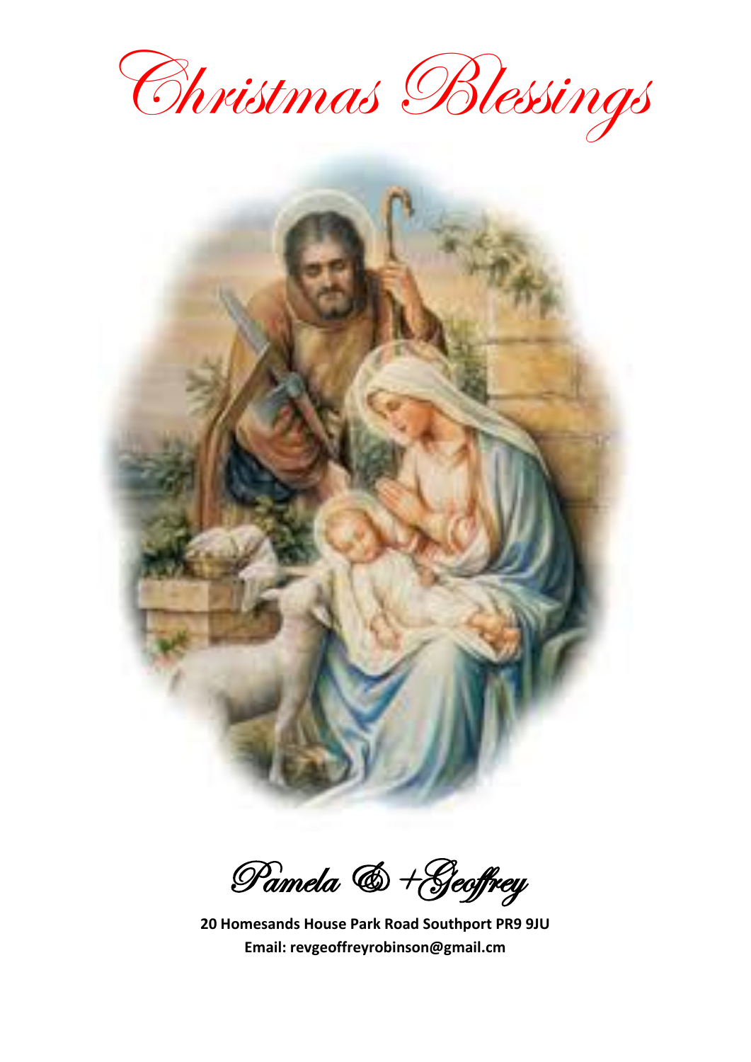# Christmas Blessings

Pamela & +Geoffrey

**20 Homesands House Park Road Southport PR9 9JU**
**Email: revgeoffreyrobinson@gmail.cm**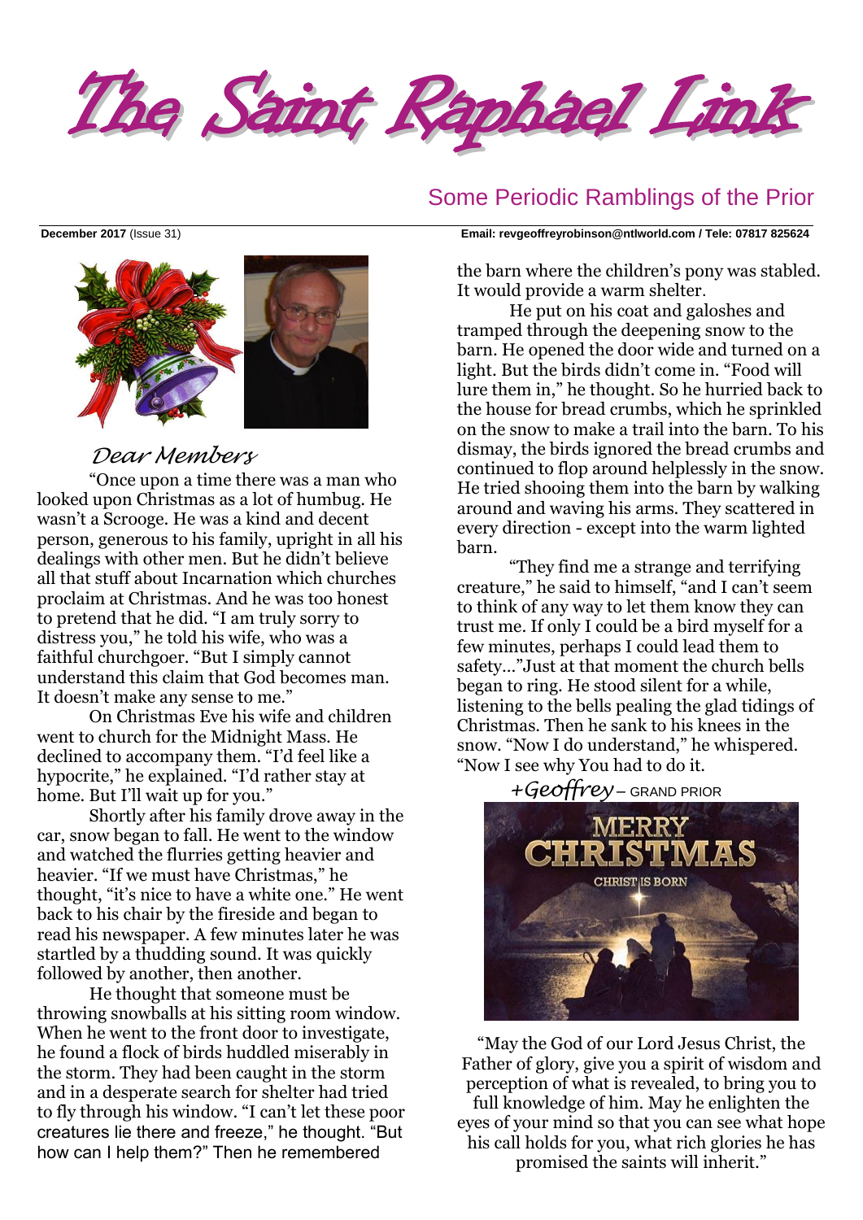# The Saint Raphael Link

## Some Periodic Ramblings of the Prior

**December 2017** (Issue 31) **Email: revgeoffreyrobinson@ntlworld.com / Tele: 07817 825624**

*Dear Members*

"Once upon a time there was a man who looked upon Christmas as a lot of humbug. He wasn't a Scrooge. He was a kind and decent person, generous to his family, upright in all his dealings with other men. But he didn't believe all that stuff about Incarnation which churches proclaim at Christmas. And he was too honest to pretend that he did. "I am truly sorry to distress you," he told his wife, who was a faithful churchgoer. "But I simply cannot understand this claim that God becomes man. It doesn't make any sense to me."

On Christmas Eve his wife and children went to church for the Midnight Mass. He declined to accompany them. "I'd feel like a hypocrite," he explained. "I'd rather stay at home. But I'll wait up for you."

Shortly after his family drove away in the car, snow began to fall. He went to the window and watched the flurries getting heavier and heavier. "If we must have Christmas," he thought, "it's nice to have a white one." He went back to his chair by the fireside and began to read his newspaper. A few minutes later he was startled by a thudding sound. It was quickly followed by another, then another.

He thought that someone must be throwing snowballs at his sitting room window. When he went to the front door to investigate, he found a flock of birds huddled miserably in the storm. They had been caught in the storm and in a desperate search for shelter had tried to fly through his window. "I can't let these poor creatures lie there and freeze," he thought. "But how can I help them?" Then he remembered the barn where the children's pony was stabled. It would provide a warm shelter.

He put on his coat and galoshes and tramped through the deepening snow to the barn. He opened the door wide and turned on a light. But the birds didn't come in. "Food will lure them in," he thought. So he hurried back to the house for bread crumbs, which he sprinkled on the snow to make a trail into the barn. To his dismay, the birds ignored the bread crumbs and continued to flop around helplessly in the snow. He tried shooing them into the barn by walking around and waving his arms. They scattered in every direction - except into the warm lighted barn.

"They find me a strange and terrifying creature," he said to himself, "and I can't seem to think of any way to let them know they can trust me. If only I could be a bird myself for a few minutes, perhaps I could lead them to safety..."Just at that moment the church bells began to ring. He stood silent for a while, listening to the bells pealing the glad tidings of Christmas. Then he sank to his knees in the snow. "Now I do understand," he whispered. "Now I see why You had to do it.

*+Geoffrey* – GRAND PRIOR

MERRY CHRISTMAS

CHRIST IS BORN

"May the God of our Lord Jesus Christ, the Father of glory, give you a spirit of wisdom and perception of what is revealed, to bring you to full knowledge of him. May he enlighten the eyes of your mind so that you can see what hope his call holds for you, what rich glories he has promised the saints will inherit."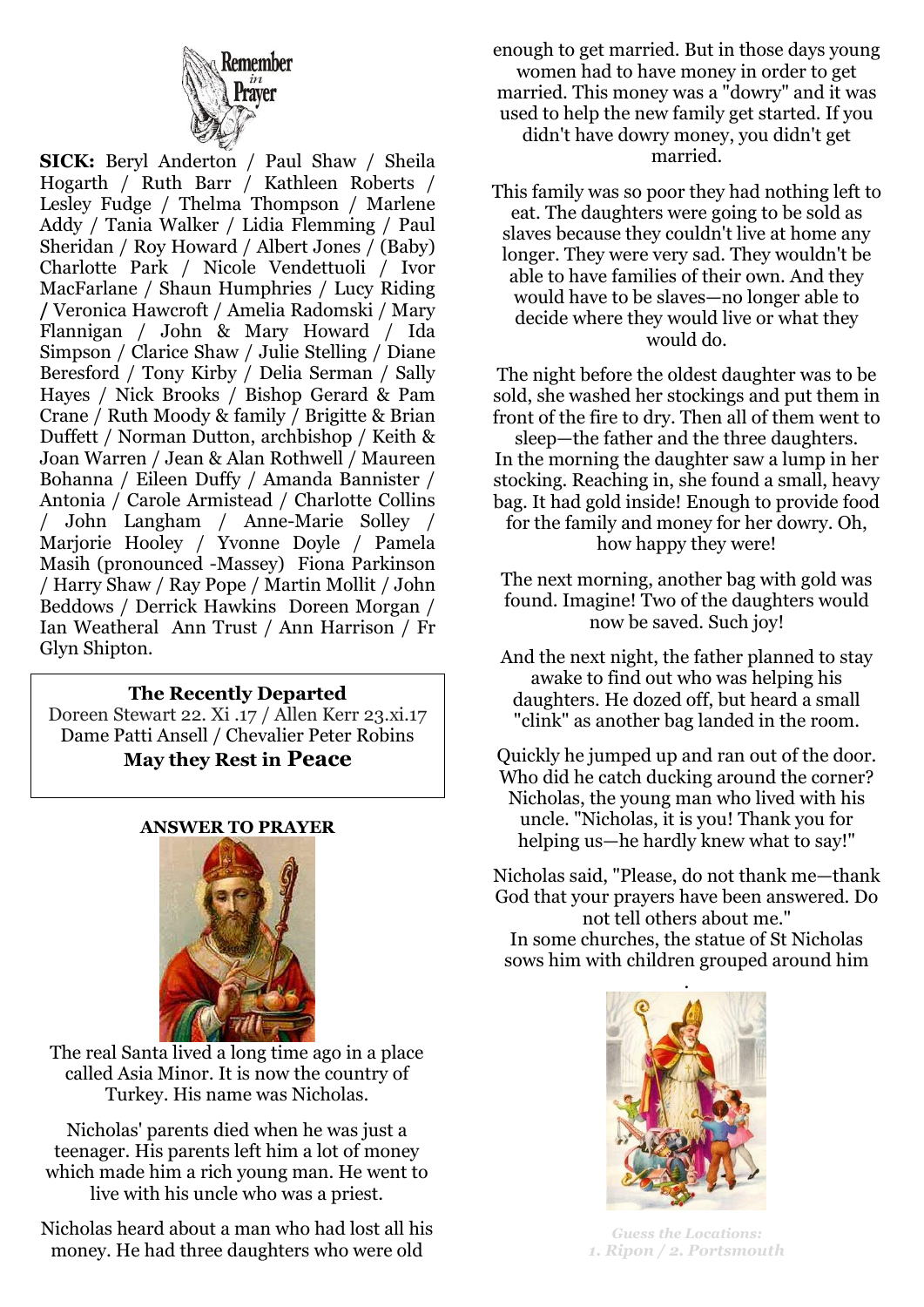**Remember in Prayer**

**SICK:** Beryl Anderton / Paul Shaw / Sheila Hogarth / Ruth Barr / Kathleen Roberts / Lesley Fudge / Thelma Thompson / Marlene Addy / Tania Walker / Lidia Flemming / Paul Sheridan / Roy Howard / Albert Jones / (Baby) Charlotte Park / Nicole Vendettuoli / Ivor MacFarlane / Shaun Humphries / Lucy Riding / Veronica Hawcroft / Amelia Radomski / Mary Flannigan / John & Mary Howard / Ida Simpson / Clarice Shaw / Julie Stelling / Diane Beresford / Tony Kirby / Delia Serman / Sally Hayes / Nick Brooks / Bishop Gerard & Pam Crane / Ruth Moody & family / Brigitte & Brian Duffett / Norman Dutton, archbishop / Keith & Joan Warren / Jean & Alan Rothwell / Maureen Bohanna / Eileen Duffy / Amanda Bannister / Antonia / Carole Armistead / Charlotte Collins / John Langham / Anne-Marie Solley / Marjorie Hooley / Yvonne Doyle / Pamela Masih (pronounced -Massey) Fiona Parkinson / Harry Shaw / Ray Pope / Martin Mollit / John Beddows / Derrick Hawkins Doreen Morgan / Ian Weatheral Ann Trust / Ann Harrison / Fr Glyn Shipton.

**The Recently Departed**

Doreen Stewart 22. Xi .17 / Allen Kerr 23.xi.17
Dame Patti Ansell / Chevalier Peter Robins

**May they Rest in Peace**

**ANSWER TO PRAYER**

The real Santa lived a long time ago in a place called Asia Minor. It is now the country of Turkey. His name was Nicholas.

Nicholas' parents died when he was just a teenager. His parents left him a lot of money which made him a rich young man. He went to live with his uncle who was a priest.

Nicholas heard about a man who had lost all his money. He had three daughters who were old enough to get married. But in those days young women had to have money in order to get married. This money was a "dowry" and it was used to help the new family get started. If you didn't have dowry money, you didn't get married.

This family was so poor they had nothing left to eat. The daughters were going to be sold as slaves because they couldn't live at home any longer. They were very sad. They wouldn't be able to have families of their own. And they would have to be slaves—no longer able to decide where they would live or what they would do.

The night before the oldest daughter was to be sold, she washed her stockings and put them in front of the fire to dry. Then all of them went to sleep—the father and the three daughters.
In the morning the daughter saw a lump in her stocking. Reaching in, she found a small, heavy bag. It had gold inside! Enough to provide food for the family and money for her dowry. Oh, how happy they were!

The next morning, another bag with gold was found. Imagine! Two of the daughters would now be saved. Such joy!

And the next night, the father planned to stay awake to find out who was helping his daughters. He dozed off, but heard a small "clink" as another bag landed in the room.

Quickly he jumped up and ran out of the door. Who did he catch ducking around the corner? Nicholas, the young man who lived with his uncle. "Nicholas, it is you! Thank you for helping us—he hardly knew what to say!"

Nicholas said, "Please, do not thank me—thank God that your prayers have been answered. Do not tell others about me."
In some churches, the statue of St Nicholas sows him with children grouped around him

*Guess the Locations:*
*1. Ripon / 2. Portsmouth*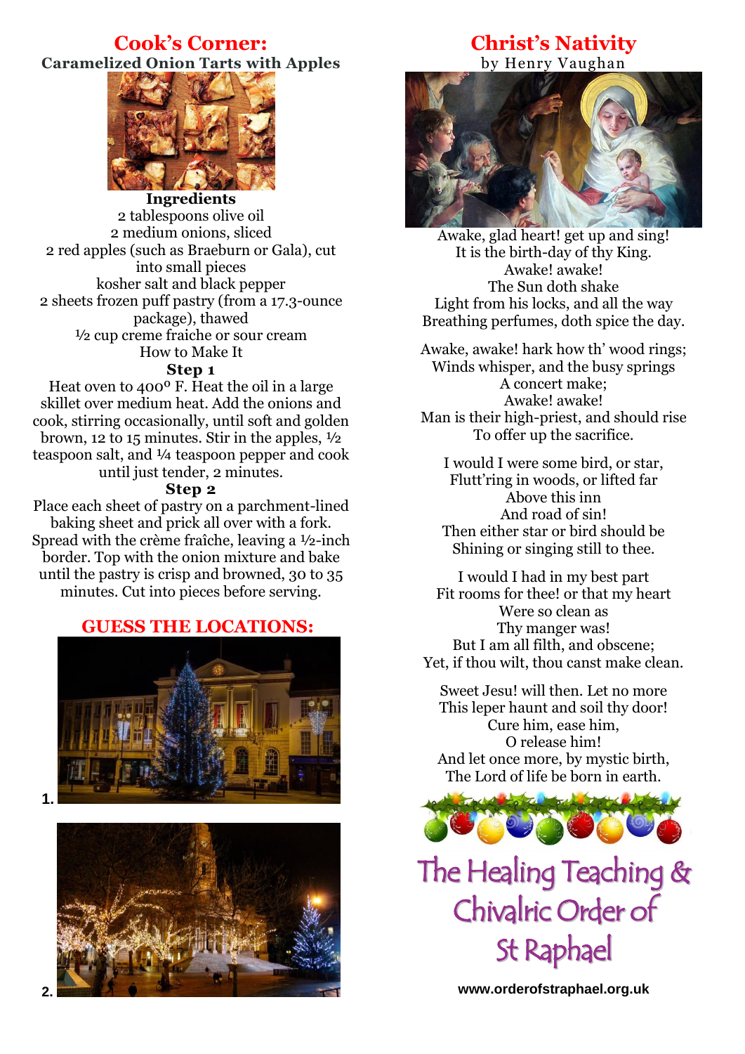## Cook's Corner:

### Caramelized Onion Tarts with Apples

**Ingredients**

2 tablespoons olive oil
2 medium onions, sliced
2 red apples (such as Braeburn or Gala), cut into small pieces
kosher salt and black pepper
2 sheets frozen puff pastry (from a 17.3-ounce package), thawed
½ cup creme fraiche or sour cream

How to Make It

**Step 1**

Heat oven to 400° F. Heat the oil in a large skillet over medium heat. Add the onions and cook, stirring occasionally, until soft and golden brown, 12 to 15 minutes. Stir in the apples, ½ teaspoon salt, and ¼ teaspoon pepper and cook until just tender, 2 minutes.

**Step 2**

Place each sheet of pastry on a parchment-lined baking sheet and prick all over with a fork. Spread with the crème fraîche, leaving a ½-inch border. Top with the onion mixture and bake until the pastry is crisp and browned, 30 to 35 minutes. Cut into pieces before serving.

## GUESS THE LOCATIONS:

1.

2.

## Christ's Nativity

by Henry Vaughan

Awake, glad heart! get up and sing!
It is the birth-day of thy King.
Awake! awake!
The Sun doth shake
Light from his locks, and all the way
Breathing perfumes, doth spice the day.

Awake, awake! hark how th' wood rings;
Winds whisper, and the busy springs
A concert make;
Awake! awake!
Man is their high-priest, and should rise
To offer up the sacrifice.

I would I were some bird, or star,
Flutt'ring in woods, or lifted far
Above this inn
And road of sin!
Then either star or bird should be
Shining or singing still to thee.

I would I had in my best part
Fit rooms for thee! or that my heart
Were so clean as
Thy manger was!
But I am all filth, and obscene;
Yet, if thou wilt, thou canst make clean.

Sweet Jesu! will then. Let no more
This leper haunt and soil thy door!
Cure him, ease him,
O release him!
And let once more, by mystic birth,
The Lord of life be born in earth.

The Healing Teaching & Chivalric Order of St Raphael

www.orderofstraphael.org.uk